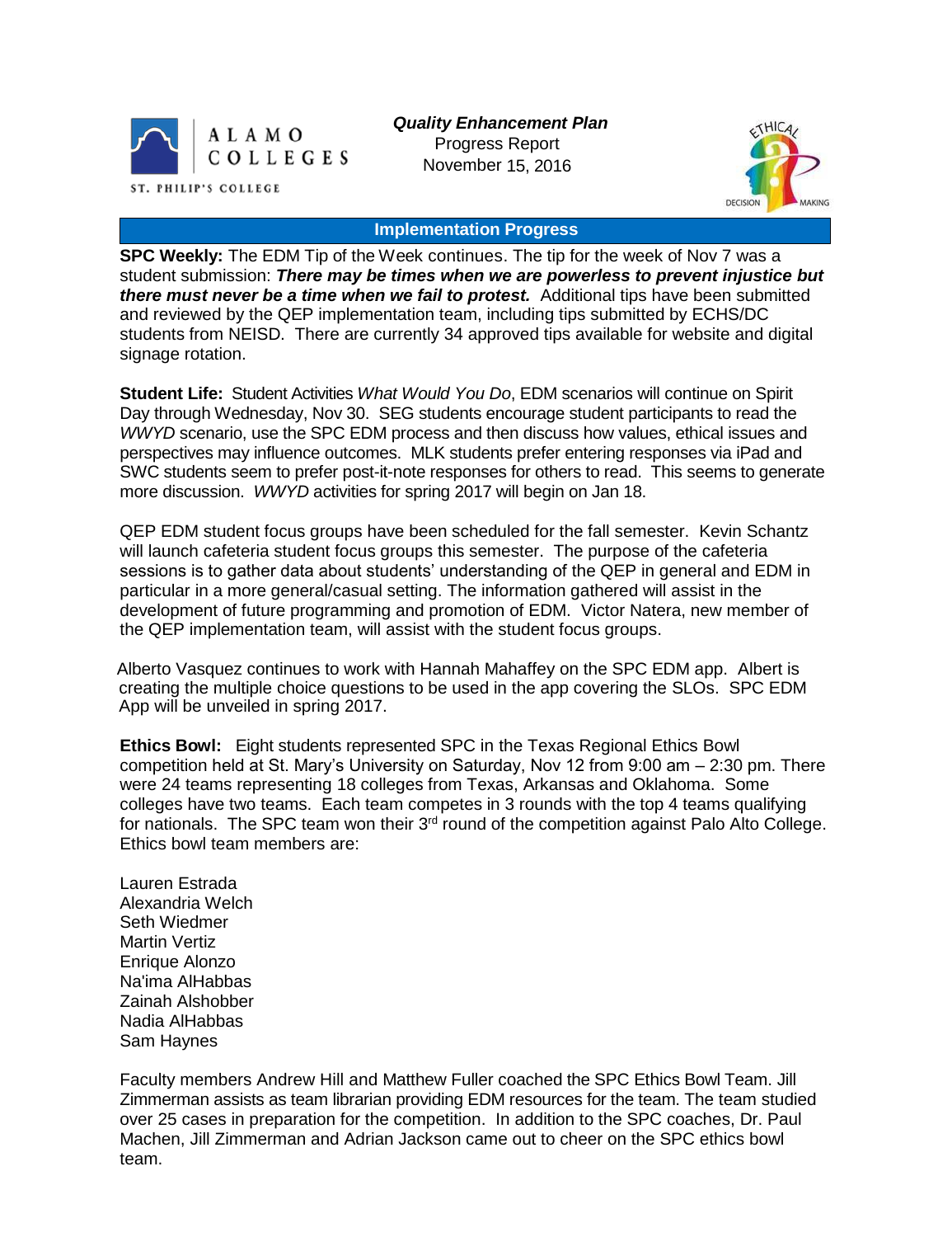ALAMO COLLEGES

ST. PHILIP'S COLLEGE

***Quality Enhancement Plan***
Progress Report
November 15, 2016

## Implementation Progress

**SPC Weekly:** The EDM Tip of the Week continues. The tip for the week of Nov 7 was a student submission: ***There may be times when we are powerless to prevent injustice but there must never be a time when we fail to protest.*** Additional tips have been submitted and reviewed by the QEP implementation team, including tips submitted by ECHS/DC students from NEISD. There are currently 34 approved tips available for website and digital signage rotation.

**Student Life:** Student Activities *What Would You Do*, EDM scenarios will continue on Spirit Day through Wednesday, Nov 30. SEG students encourage student participants to read the *WWYD* scenario, use the SPC EDM process and then discuss how values, ethical issues and perspectives may influence outcomes. MLK students prefer entering responses via iPad and SWC students seem to prefer post-it-note responses for others to read. This seems to generate more discussion. *WWYD* activities for spring 2017 will begin on Jan 18.

QEP EDM student focus groups have been scheduled for the fall semester. Kevin Schantz will launch cafeteria student focus groups this semester. The purpose of the cafeteria sessions is to gather data about students' understanding of the QEP in general and EDM in particular in a more general/casual setting. The information gathered will assist in the development of future programming and promotion of EDM. Victor Natera, new member of the QEP implementation team, will assist with the student focus groups.

Alberto Vasquez continues to work with Hannah Mahaffey on the SPC EDM app. Albert is creating the multiple choice questions to be used in the app covering the SLOs. SPC EDM App will be unveiled in spring 2017.

**Ethics Bowl:** Eight students represented SPC in the Texas Regional Ethics Bowl competition held at St. Mary's University on Saturday, Nov 12 from 9:00 am – 2:30 pm. There were 24 teams representing 18 colleges from Texas, Arkansas and Oklahoma. Some colleges have two teams. Each team competes in 3 rounds with the top 4 teams qualifying for nationals. The SPC team won their 3rd round of the competition against Palo Alto College. Ethics bowl team members are:

Lauren Estrada
Alexandria Welch
Seth Wiedmer
Martin Vertiz
Enrique Alonzo
Na'ima AlHabbas
Zainah Alshobber
Nadia AlHabbas
Sam Haynes

Faculty members Andrew Hill and Matthew Fuller coached the SPC Ethics Bowl Team. Jill Zimmerman assists as team librarian providing EDM resources for the team. The team studied over 25 cases in preparation for the competition. In addition to the SPC coaches, Dr. Paul Machen, Jill Zimmerman and Adrian Jackson came out to cheer on the SPC ethics bowl team.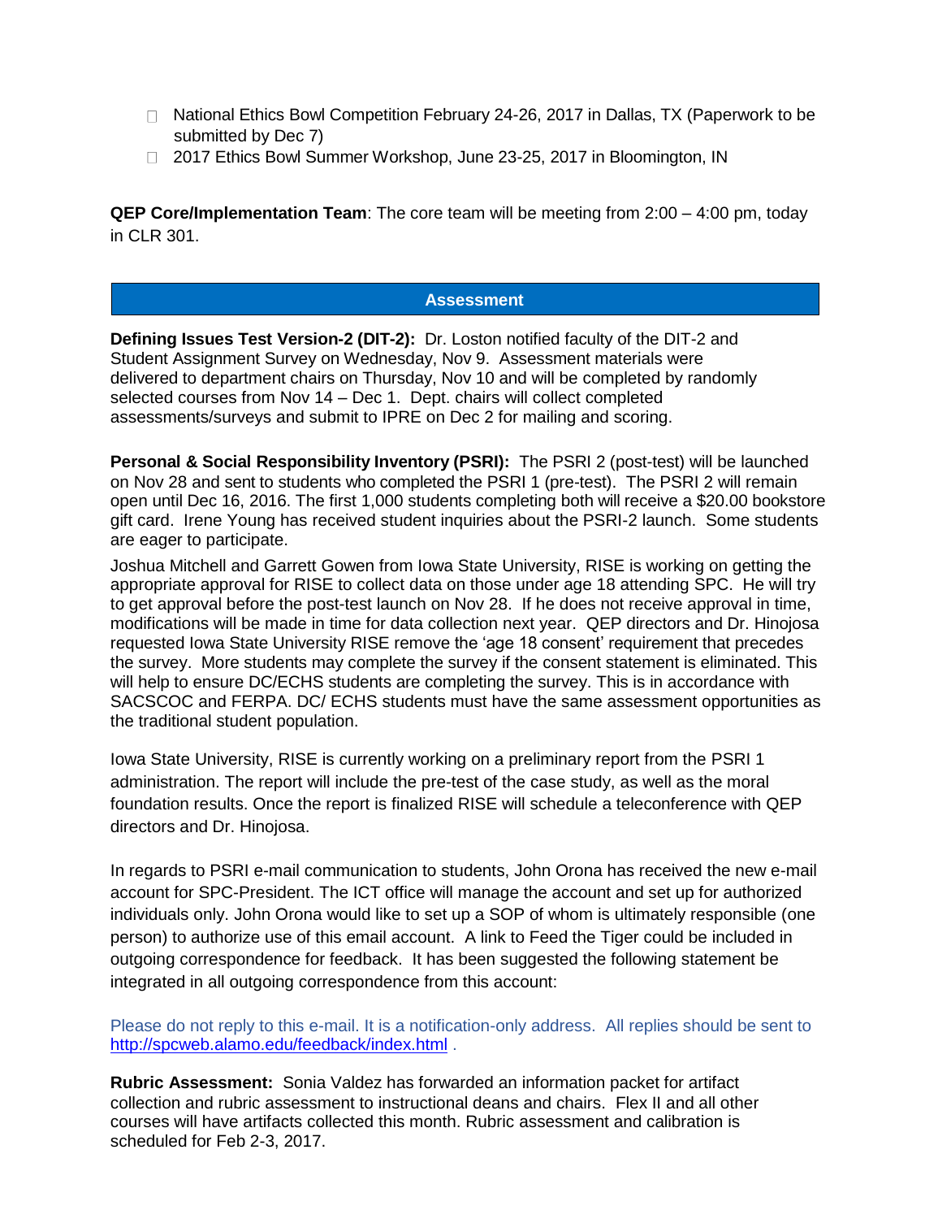- National Ethics Bowl Competition February 24-26, 2017 in Dallas, TX (Paperwork to be submitted by Dec 7)
- 2017 Ethics Bowl Summer Workshop, June 23-25, 2017 in Bloomington, IN

**QEP Core/Implementation Team**: The core team will be meeting from 2:00 – 4:00 pm, today in CLR 301.

## Assessment

**Defining Issues Test Version-2 (DIT-2):** Dr. Loston notified faculty of the DIT-2 and Student Assignment Survey on Wednesday, Nov 9. Assessment materials were delivered to department chairs on Thursday, Nov 10 and will be completed by randomly selected courses from Nov 14 – Dec 1. Dept. chairs will collect completed assessments/surveys and submit to IPRE on Dec 2 for mailing and scoring.

**Personal & Social Responsibility Inventory (PSRI):** The PSRI 2 (post-test) will be launched on Nov 28 and sent to students who completed the PSRI 1 (pre-test). The PSRI 2 will remain open until Dec 16, 2016. The first 1,000 students completing both will receive a $20.00 bookstore gift card. Irene Young has received student inquiries about the PSRI-2 launch. Some students are eager to participate.

Joshua Mitchell and Garrett Gowen from Iowa State University, RISE is working on getting the appropriate approval for RISE to collect data on those under age 18 attending SPC. He will try to get approval before the post-test launch on Nov 28. If he does not receive approval in time, modifications will be made in time for data collection next year. QEP directors and Dr. Hinojosa requested Iowa State University RISE remove the 'age 18 consent' requirement that precedes the survey. More students may complete the survey if the consent statement is eliminated. This will help to ensure DC/ECHS students are completing the survey. This is in accordance with SACSCOC and FERPA. DC/ ECHS students must have the same assessment opportunities as the traditional student population.

Iowa State University, RISE is currently working on a preliminary report from the PSRI 1 administration. The report will include the pre-test of the case study, as well as the moral foundation results. Once the report is finalized RISE will schedule a teleconference with QEP directors and Dr. Hinojosa.

In regards to PSRI e-mail communication to students, John Orona has received the new e-mail account for SPC-President. The ICT office will manage the account and set up for authorized individuals only. John Orona would like to set up a SOP of whom is ultimately responsible (one person) to authorize use of this email account. A link to Feed the Tiger could be included in outgoing correspondence for feedback. It has been suggested the following statement be integrated in all outgoing correspondence from this account:

Please do not reply to this e-mail. It is a notification-only address. All replies should be sent to http://spcweb.alamo.edu/feedback/index.html .

**Rubric Assessment:** Sonia Valdez has forwarded an information packet for artifact collection and rubric assessment to instructional deans and chairs. Flex II and all other courses will have artifacts collected this month. Rubric assessment and calibration is scheduled for Feb 2-3, 2017.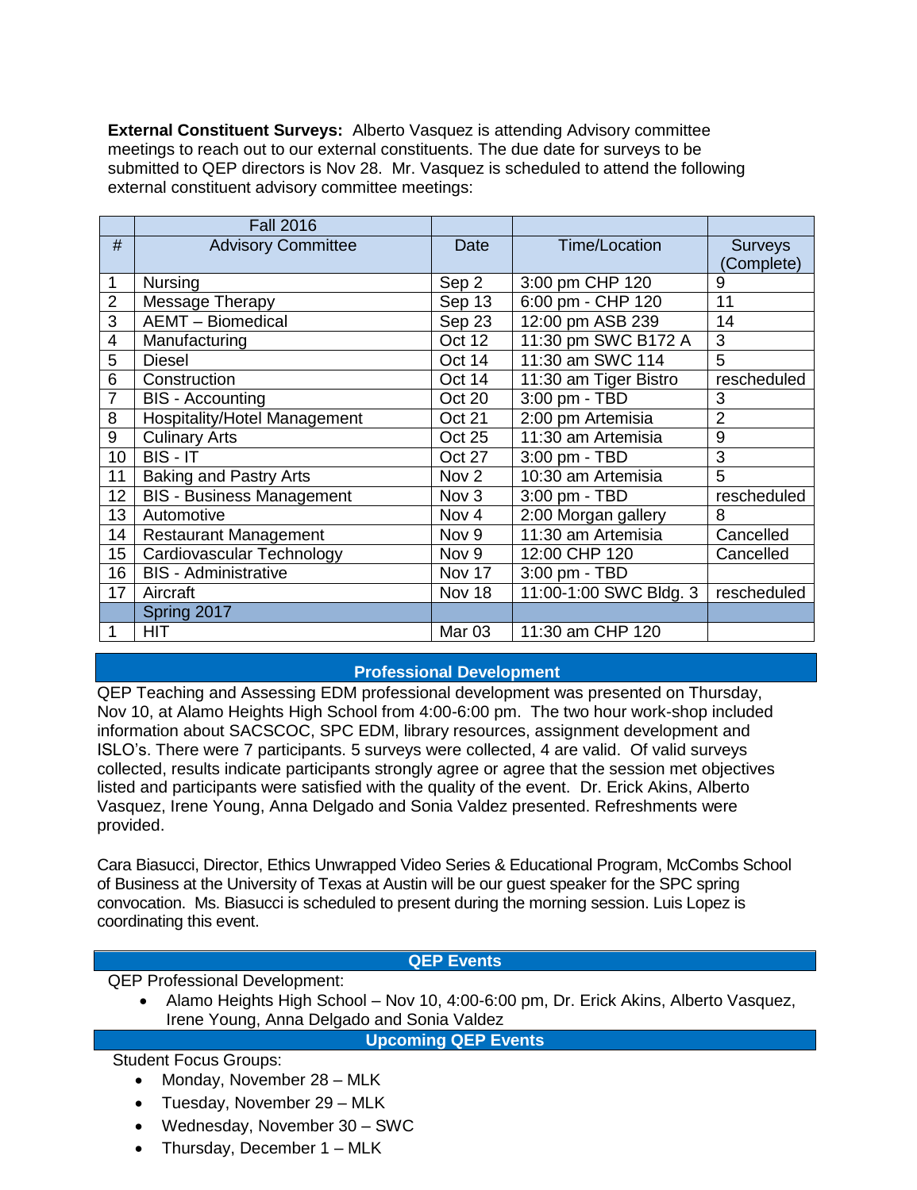**External Constituent Surveys:** Alberto Vasquez is attending Advisory committee meetings to reach out to our external constituents. The due date for surveys to be submitted to QEP directors is Nov 28. Mr. Vasquez is scheduled to attend the following external constituent advisory committee meetings:

| # | Fall 2016<br>Advisory Committee | Date | Time/Location | Surveys (Complete) |
|---|---|---|---|---|
| 1 | Nursing | Sep 2 | 3:00 pm CHP 120 | 9 |
| 2 | Message Therapy | Sep 13 | 6:00 pm - CHP 120 | 11 |
| 3 | AEMT – Biomedical | Sep 23 | 12:00 pm ASB 239 | 14 |
| 4 | Manufacturing | Oct 12 | 11:30 pm SWC B172 A | 3 |
| 5 | Diesel | Oct 14 | 11:30 am SWC 114 | 5 |
| 6 | Construction | Oct 14 | 11:30 am Tiger Bistro | rescheduled |
| 7 | BIS - Accounting | Oct 20 | 3:00 pm - TBD | 3 |
| 8 | Hospitality/Hotel Management | Oct 21 | 2:00 pm Artemisia | 2 |
| 9 | Culinary Arts | Oct 25 | 11:30 am Artemisia | 9 |
| 10 | BIS - IT | Oct 27 | 3:00 pm - TBD | 3 |
| 11 | Baking and Pastry Arts | Nov 2 | 10:30 am Artemisia | 5 |
| 12 | BIS - Business Management | Nov 3 | 3:00 pm - TBD | rescheduled |
| 13 | Automotive | Nov 4 | 2:00 Morgan gallery | 8 |
| 14 | Restaurant Management | Nov 9 | 11:30 am Artemisia | Cancelled |
| 15 | Cardiovascular Technology | Nov 9 | 12:00 CHP 120 | Cancelled |
| 16 | BIS - Administrative | Nov 17 | 3:00 pm - TBD | |
| 17 | Aircraft | Nov 18 | 11:00-1:00 SWC Bldg. 3 | rescheduled |
| | Spring 2017 | | | |
| 1 | HIT | Mar 03 | 11:30 am CHP 120 | |

## Professional Development

QEP Teaching and Assessing EDM professional development was presented on Thursday, Nov 10, at Alamo Heights High School from 4:00-6:00 pm. The two hour work-shop included information about SACSCOC, SPC EDM, library resources, assignment development and ISLO's. There were 7 participants. 5 surveys were collected, 4 are valid. Of valid surveys collected, results indicate participants strongly agree or agree that the session met objectives listed and participants were satisfied with the quality of the event. Dr. Erick Akins, Alberto Vasquez, Irene Young, Anna Delgado and Sonia Valdez presented. Refreshments were provided.

Cara Biasucci, Director, Ethics Unwrapped Video Series & Educational Program, McCombs School of Business at the University of Texas at Austin will be our guest speaker for the SPC spring convocation. Ms. Biasucci is scheduled to present during the morning session. Luis Lopez is coordinating this event.

## QEP Events

QEP Professional Development:

- Alamo Heights High School – Nov 10, 4:00-6:00 pm, Dr. Erick Akins, Alberto Vasquez, Irene Young, Anna Delgado and Sonia Valdez

## Upcoming QEP Events

Student Focus Groups:

- Monday, November 28 – MLK
- Tuesday, November 29 – MLK
- Wednesday, November 30 – SWC
- Thursday, December 1 – MLK